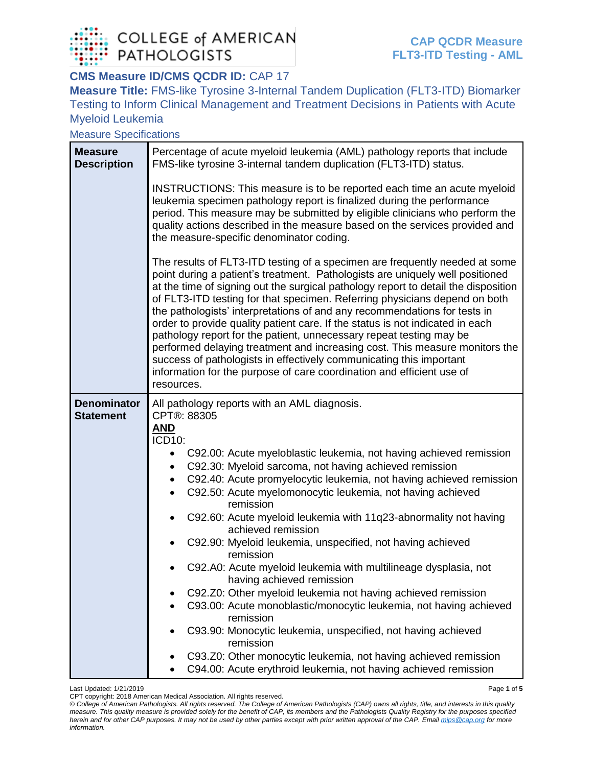**CMS Measure ID/CMS QCDR ID:** CAP 17

**Measure Title:** FMS-like Tyrosine 3-Internal Tandem Duplication (FLT3-ITD) Biomarker Testing to Inform Clinical Management and Treatment Decisions in Patients with Acute Myeloid Leukemia

Measure Specifications

| | |
|---|---|
| **Measure Description** | Percentage of acute myeloid leukemia (AML) pathology reports that include FMS-like tyrosine 3-internal tandem duplication (FLT3-ITD) status.<br><br>INSTRUCTIONS: This measure is to be reported each time an acute myeloid leukemia specimen pathology report is finalized during the performance period. This measure may be submitted by eligible clinicians who perform the quality actions described in the measure based on the services provided and the measure-specific denominator coding.<br><br>The results of FLT3-ITD testing of a specimen are frequently needed at some point during a patient's treatment. Pathologists are uniquely well positioned at the time of signing out the surgical pathology report to detail the disposition of FLT3-ITD testing for that specimen. Referring physicians depend on both the pathologists' interpretations of and any recommendations for tests in order to provide quality patient care. If the status is not indicated in each pathology report for the patient, unnecessary repeat testing may be performed delaying treatment and increasing cost. This measure monitors the success of pathologists in effectively communicating this important information for the purpose of care coordination and efficient use of resources. |
| **Denominator Statement** | All pathology reports with an AML diagnosis.<br>CPT®: 88305<br>**AND**<br>ICD10:<br>• C92.00: Acute myeloblastic leukemia, not having achieved remission<br>• C92.30: Myeloid sarcoma, not having achieved remission<br>• C92.40: Acute promyelocytic leukemia, not having achieved remission<br>• C92.50: Acute myelomonocytic leukemia, not having achieved remission<br>• C92.60: Acute myeloid leukemia with 11q23-abnormality not having achieved remission<br>• C92.90: Myeloid leukemia, unspecified, not having achieved remission<br>• C92.A0: Acute myeloid leukemia with multilineage dysplasia, not having achieved remission<br>• C92.Z0: Other myeloid leukemia not having achieved remission<br>• C93.00: Acute monoblastic/monocytic leukemia, not having achieved remission<br>• C93.90: Monocytic leukemia, unspecified, not having achieved remission<br>• C93.Z0: Other monocytic leukemia, not having achieved remission<br>• C94.00: Acute erythroid leukemia, not having achieved remission |

Last Updated: 1/21/2019

CPT copyright: 2018 American Medical Association. All rights reserved.

*© College of American Pathologists. All rights reserved. The College of American Pathologists (CAP) owns all rights, title, and interests in this quality measure. This quality measure is provided solely for the benefit of CAP, its members and the Pathologists Quality Registry for the purposes specified herein and for other CAP purposes. It may not be used by other parties except with prior written approval of the CAP. Email mips@cap.org for more information.*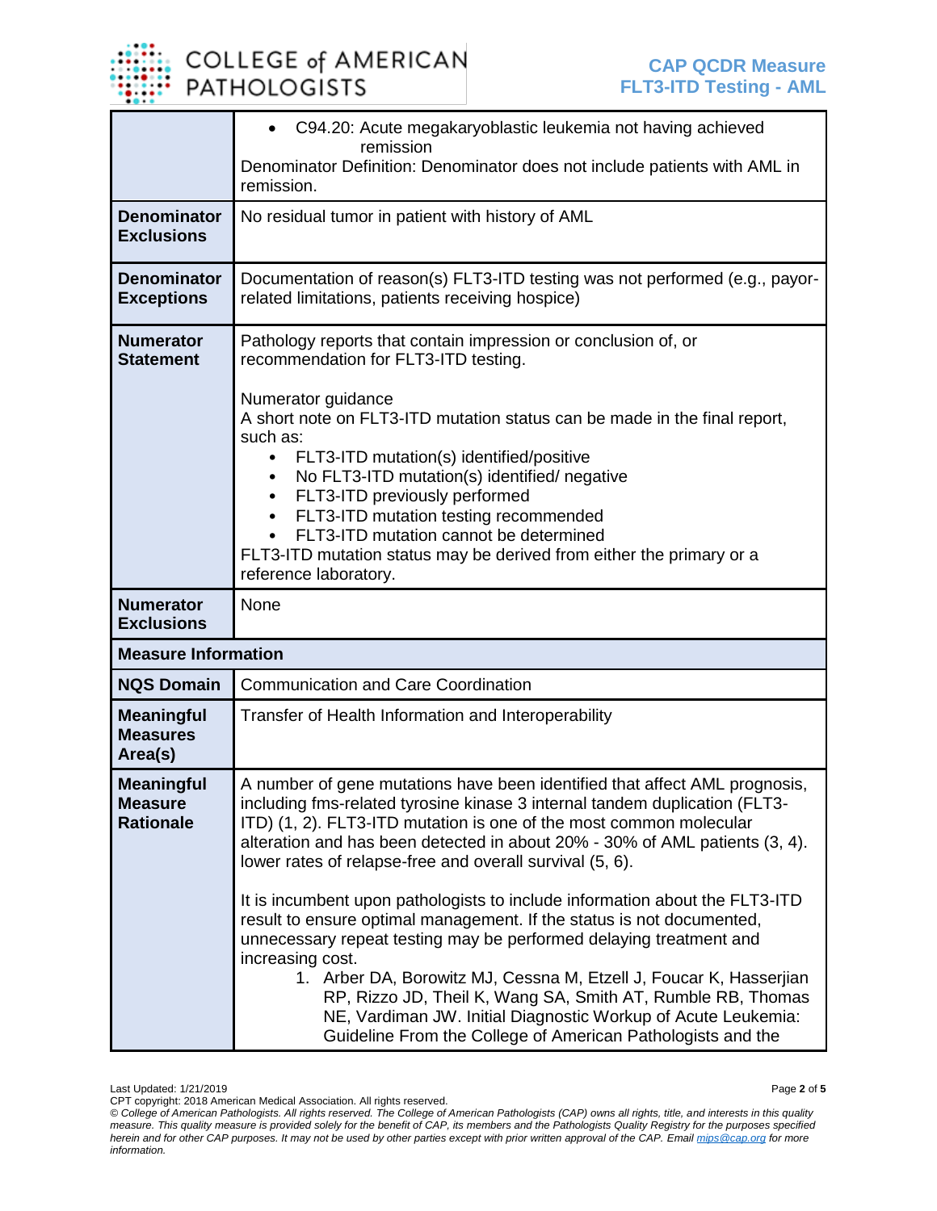| | |
|---|---|
| | • C94.20: Acute megakaryoblastic leukemia not having achieved remission<br>Denominator Definition: Denominator does not include patients with AML in remission. |
| **Denominator Exclusions** | No residual tumor in patient with history of AML |
| **Denominator Exceptions** | Documentation of reason(s) FLT3-ITD testing was not performed (e.g., payor-related limitations, patients receiving hospice) |
| **Numerator Statement** | Pathology reports that contain impression or conclusion of, or recommendation for FLT3-ITD testing.<br><br>Numerator guidance<br>A short note on FLT3-ITD mutation status can be made in the final report, such as:<br>• FLT3-ITD mutation(s) identified/positive<br>• No FLT3-ITD mutation(s) identified/ negative<br>• FLT3-ITD previously performed<br>• FLT3-ITD mutation testing recommended<br>• FLT3-ITD mutation cannot be determined<br>FLT3-ITD mutation status may be derived from either the primary or a reference laboratory. |
| **Numerator Exclusions** | None |
| **Measure Information** | |
| **NQS Domain** | Communication and Care Coordination |
| **Meaningful Measures Area(s)** | Transfer of Health Information and Interoperability |
| **Meaningful Measure Rationale** | A number of gene mutations have been identified that affect AML prognosis, including fms-related tyrosine kinase 3 internal tandem duplication (FLT3-ITD) (1, 2). FLT3-ITD mutation is one of the most common molecular alteration and has been detected in about 20% - 30% of AML patients (3, 4). lower rates of relapse-free and overall survival (5, 6).<br><br>It is incumbent upon pathologists to include information about the FLT3-ITD result to ensure optimal management. If the status is not documented, unnecessary repeat testing may be performed delaying treatment and increasing cost.<br>1. Arber DA, Borowitz MJ, Cessna M, Etzell J, Foucar K, Hasserjian RP, Rizzo JD, Theil K, Wang SA, Smith AT, Rumble RB, Thomas NE, Vardiman JW. Initial Diagnostic Workup of Acute Leukemia: Guideline From the College of American Pathologists and the |

Last Updated: 1/21/2019
CPT copyright: 2018 American Medical Association. All rights reserved.
*© College of American Pathologists. All rights reserved. The College of American Pathologists (CAP) owns all rights, title, and interests in this quality measure. This quality measure is provided solely for the benefit of CAP, its members and the Pathologists Quality Registry for the purposes specified herein and for other CAP purposes. It may not be used by other parties except with prior written approval of the CAP. Email mips@cap.org for more information.*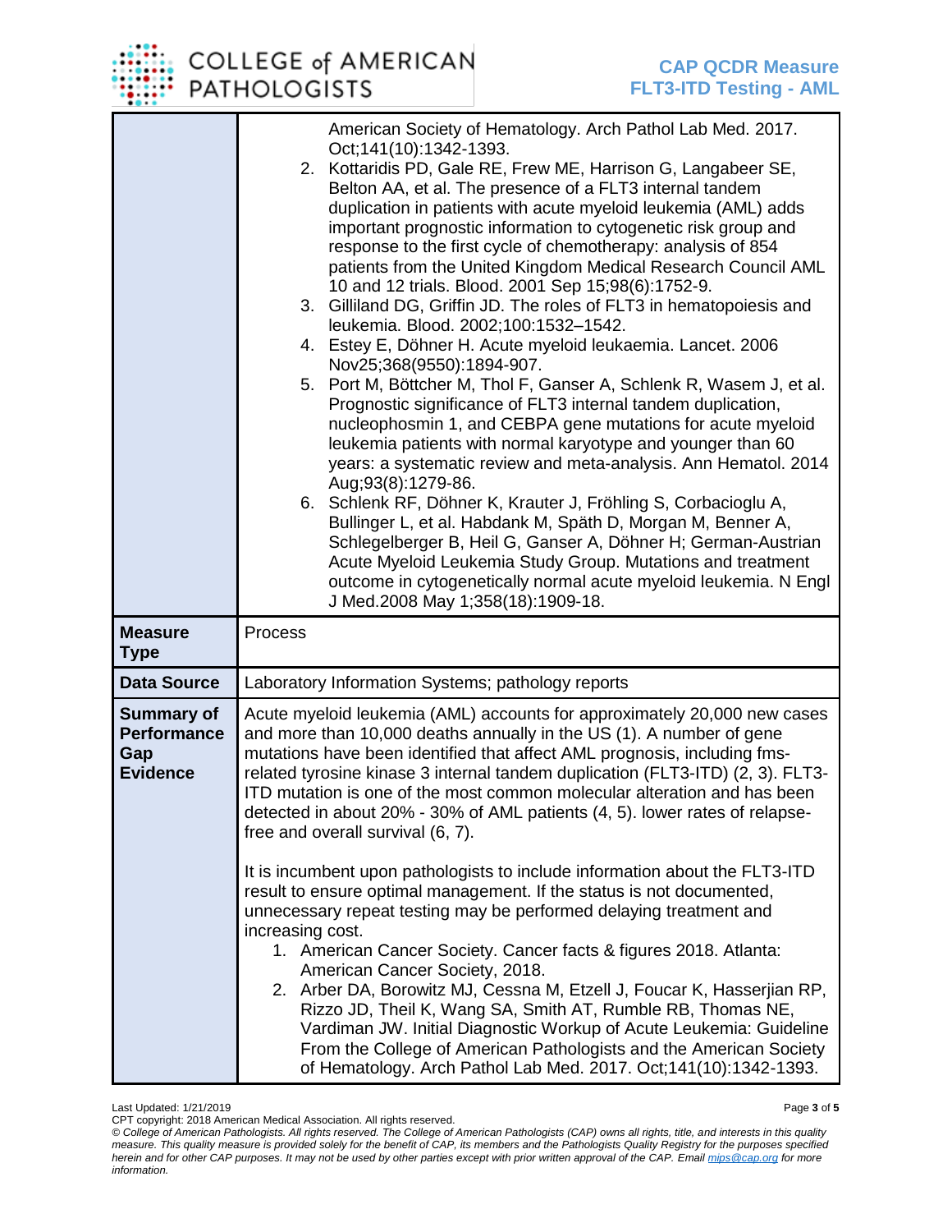| | |
|---|---|
| | American Society of Hematology. Arch Pathol Lab Med. 2017. Oct;141(10):1342-1393.<br>2. Kottaridis PD, Gale RE, Frew ME, Harrison G, Langabeer SE, Belton AA, et al. The presence of a FLT3 internal tandem duplication in patients with acute myeloid leukemia (AML) adds important prognostic information to cytogenetic risk group and response to the first cycle of chemotherapy: analysis of 854 patients from the United Kingdom Medical Research Council AML 10 and 12 trials. Blood. 2001 Sep 15;98(6):1752-9.<br>3. Gilliland DG, Griffin JD. The roles of FLT3 in hematopoiesis and leukemia. Blood. 2002;100:1532–1542.<br>4. Estey E, Döhner H. Acute myeloid leukaemia. Lancet. 2006 Nov25;368(9550):1894-907.<br>5. Port M, Böttcher M, Thol F, Ganser A, Schlenk R, Wasem J, et al. Prognostic significance of FLT3 internal tandem duplication, nucleophosmin 1, and CEBPA gene mutations for acute myeloid leukemia patients with normal karyotype and younger than 60 years: a systematic review and meta-analysis. Ann Hematol. 2014 Aug;93(8):1279-86.<br>6. Schlenk RF, Döhner K, Krauter J, Fröhling S, Corbacioglu A, Bullinger L, et al. Habdank M, Späth D, Morgan M, Benner A, Schlegelberger B, Heil G, Ganser A, Döhner H; German-Austrian Acute Myeloid Leukemia Study Group. Mutations and treatment outcome in cytogenetically normal acute myeloid leukemia. N Engl J Med.2008 May 1;358(18):1909-18. |
| **Measure Type** | Process |
| **Data Source** | Laboratory Information Systems; pathology reports |
| **Summary of Performance Gap Evidence** | Acute myeloid leukemia (AML) accounts for approximately 20,000 new cases and more than 10,000 deaths annually in the US (1). A number of gene mutations have been identified that affect AML prognosis, including fms-related tyrosine kinase 3 internal tandem duplication (FLT3-ITD) (2, 3). FLT3-ITD mutation is one of the most common molecular alteration and has been detected in about 20% - 30% of AML patients (4, 5). lower rates of relapse-free and overall survival (6, 7).<br><br>It is incumbent upon pathologists to include information about the FLT3-ITD result to ensure optimal management. If the status is not documented, unnecessary repeat testing may be performed delaying treatment and increasing cost.<br>1. American Cancer Society. Cancer facts & figures 2018. Atlanta: American Cancer Society, 2018.<br>2. Arber DA, Borowitz MJ, Cessna M, Etzell J, Foucar K, Hasserjian RP, Rizzo JD, Theil K, Wang SA, Smith AT, Rumble RB, Thomas NE, Vardiman JW. Initial Diagnostic Workup of Acute Leukemia: Guideline From the College of American Pathologists and the American Society of Hematology. Arch Pathol Lab Med. 2017. Oct;141(10):1342-1393. |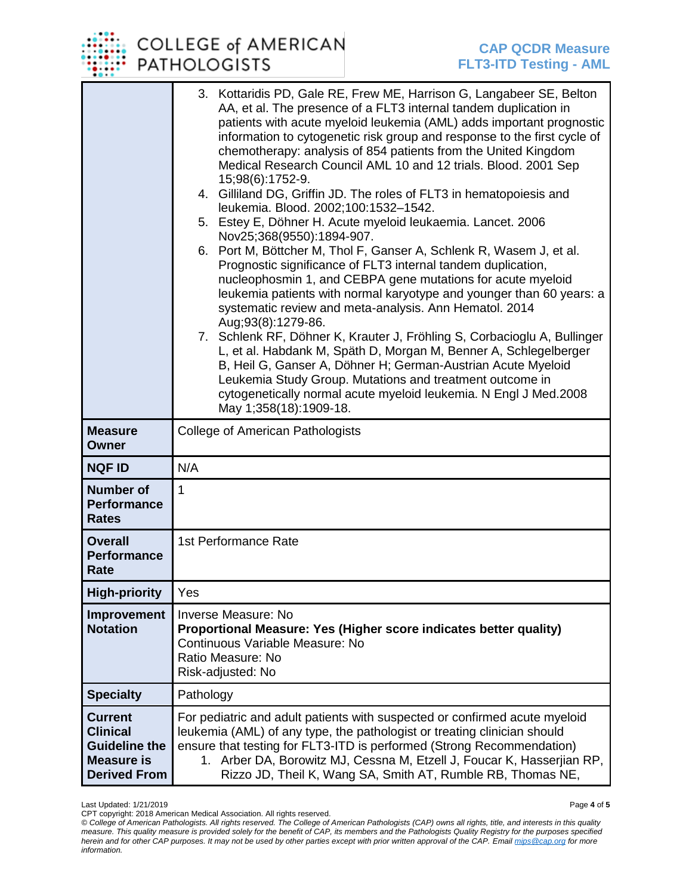| | |
|---|---|
| | 3. Kottaridis PD, Gale RE, Frew ME, Harrison G, Langabeer SE, Belton AA, et al. The presence of a FLT3 internal tandem duplication in patients with acute myeloid leukemia (AML) adds important prognostic information to cytogenetic risk group and response to the first cycle of chemotherapy: analysis of 854 patients from the United Kingdom Medical Research Council AML 10 and 12 trials. Blood. 2001 Sep 15;98(6):1752-9.<br>4. Gilliland DG, Griffin JD. The roles of FLT3 in hematopoiesis and leukemia. Blood. 2002;100:1532–1542.<br>5. Estey E, Döhner H. Acute myeloid leukaemia. Lancet. 2006 Nov25;368(9550):1894-907.<br>6. Port M, Böttcher M, Thol F, Ganser A, Schlenk R, Wasem J, et al. Prognostic significance of FLT3 internal tandem duplication, nucleophosmin 1, and CEBPA gene mutations for acute myeloid leukemia patients with normal karyotype and younger than 60 years: a systematic review and meta-analysis. Ann Hematol. 2014 Aug;93(8):1279-86.<br>7. Schlenk RF, Döhner K, Krauter J, Fröhling S, Corbacioglu A, Bullinger L, et al. Habdank M, Späth D, Morgan M, Benner A, Schlegelberger B, Heil G, Ganser A, Döhner H; German-Austrian Acute Myeloid Leukemia Study Group. Mutations and treatment outcome in cytogenetically normal acute myeloid leukemia. N Engl J Med.2008 May 1;358(18):1909-18. |
| **Measure Owner** | College of American Pathologists |
| **NQF ID** | N/A |
| **Number of Performance Rates** | 1 |
| **Overall Performance Rate** | 1st Performance Rate |
| **High-priority** | Yes |
| **Improvement Notation** | Inverse Measure: No<br>**Proportional Measure: Yes (Higher score indicates better quality)**<br>Continuous Variable Measure: No<br>Ratio Measure: No<br>Risk-adjusted: No |
| **Specialty** | Pathology |
| **Current Clinical Guideline the Measure is Derived From** | For pediatric and adult patients with suspected or confirmed acute myeloid leukemia (AML) of any type, the pathologist or treating clinician should ensure that testing for FLT3-ITD is performed (Strong Recommendation)<br>1. Arber DA, Borowitz MJ, Cessna M, Etzell J, Foucar K, Hasserjian RP, Rizzo JD, Theil K, Wang SA, Smith AT, Rumble RB, Thomas NE, |

Last Updated: 1/21/2019

CPT copyright: 2018 American Medical Association. All rights reserved.

*© College of American Pathologists. All rights reserved. The College of American Pathologists (CAP) owns all rights, title, and interests in this quality measure. This quality measure is provided solely for the benefit of CAP, its members and the Pathologists Quality Registry for the purposes specified herein and for other CAP purposes. It may not be used by other parties except with prior written approval of the CAP. Email mips@cap.org for more information.*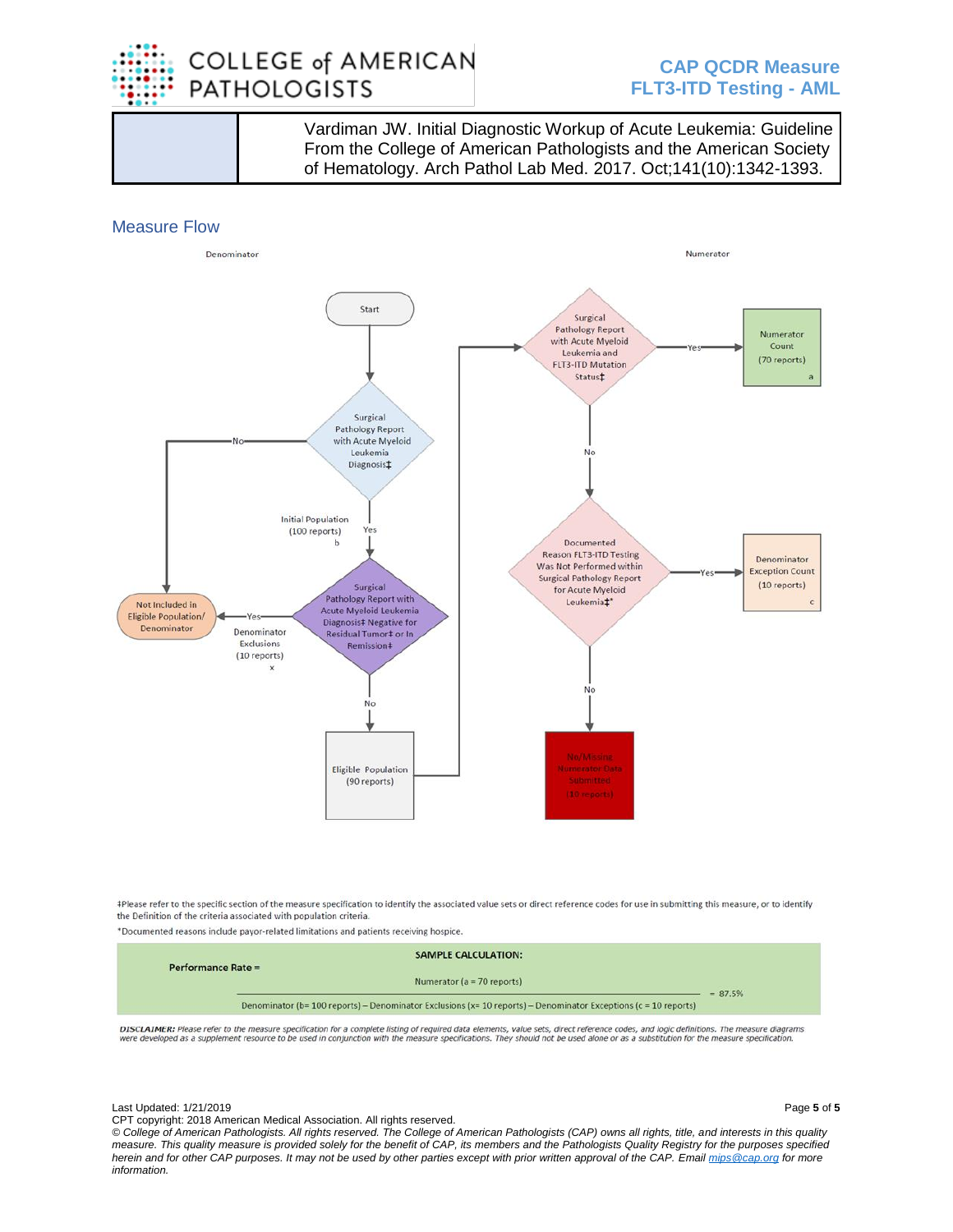| | Vardiman JW. Initial Diagnostic Workup of Acute Leukemia: Guideline From the College of American Pathologists and the American Society of Hematology. Arch Pathol Lab Med. 2017. Oct;141(10):1342-1393. |
|---|---|

## Measure Flow

Denominator

Numerator

Start

Surgical Pathology Report with Acute Myeloid Leukemia Diagnosis‡

No

Not Included in Eligible Population/ Denominator

Initial Population (100 reports) b

Yes

Surgical Pathology Report with Acute Myeloid Leukemia Diagnosis‡ Negative for Residual Tumor‡ or In Remission‡

Yes

Denominator Exclusions (10 reports) x

No

Eligible Population (90 reports)

Surgical Pathology Report with Acute Myeloid Leukemia and FLT3-ITD Mutation Status‡

Yes

Numerator Count (70 reports) a

No

Documented Reason FLT3-ITD Testing Was Not Performed within Surgical Pathology Report for Acute Myeloid Leukemia‡*

Yes

Denominator Exception Count (10 reports) c

No

No/Missing Numerator Data Submitted (10 reports)

‡Please refer to the specific section of the measure specification to identify the associated value sets or direct reference codes for use in submitting this measure, or to identify the Definition of the criteria associated with population criteria.

*Documented reasons include payor-related limitations and patients receiving hospice.

**SAMPLE CALCULATION:**

**Performance Rate =**

$$\frac{\text{Numerator (a = 70 reports)}}{\text{Denominator (b= 100 reports) – Denominator Exclusions (x= 10 reports) – Denominator Exceptions (c = 10 reports)}} = 87.5\%$$

***DISCLAIMER:*** *Please refer to the measure specification for a complete listing of required data elements, value sets, direct reference codes, and logic definitions. The measure diagrams were developed as a supplement resource to be used in conjunction with the measure specifications. They should not be used alone or as a substitution for the measure specification.*

Last Updated: 1/21/2019

CPT copyright: 2018 American Medical Association. All rights reserved.

*© College of American Pathologists. All rights reserved. The College of American Pathologists (CAP) owns all rights, title, and interests in this quality measure. This quality measure is provided solely for the benefit of CAP, its members and the Pathologists Quality Registry for the purposes specified herein and for other CAP purposes. It may not be used by other parties except with prior written approval of the CAP. Email mips@cap.org for more information.*